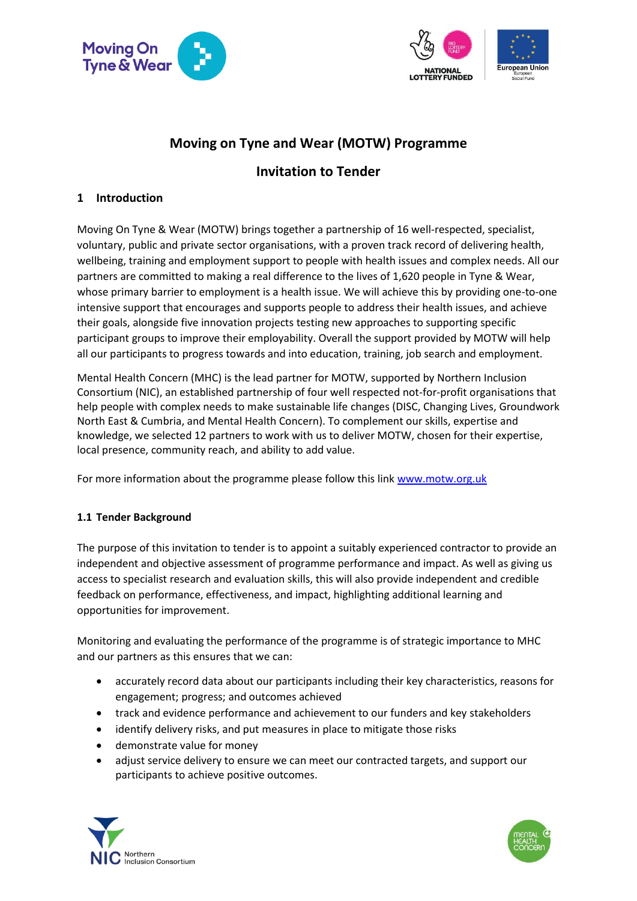# Moving on Tyne and Wear (MOTW) Programme

# Invitation to Tender

## 1 Introduction

Moving On Tyne & Wear (MOTW) brings together a partnership of 16 well-respected, specialist, voluntary, public and private sector organisations, with a proven track record of delivering health, wellbeing, training and employment support to people with health issues and complex needs. All our partners are committed to making a real difference to the lives of 1,620 people in Tyne & Wear, whose primary barrier to employment is a health issue. We will achieve this by providing one-to-one intensive support that encourages and supports people to address their health issues, and achieve their goals, alongside five innovation projects testing new approaches to supporting specific participant groups to improve their employability. Overall the support provided by MOTW will help all our participants to progress towards and into education, training, job search and employment.

Mental Health Concern (MHC) is the lead partner for MOTW, supported by Northern Inclusion Consortium (NIC), an established partnership of four well respected not-for-profit organisations that help people with complex needs to make sustainable life changes (DISC, Changing Lives, Groundwork North East & Cumbria, and Mental Health Concern). To complement our skills, expertise and knowledge, we selected 12 partners to work with us to deliver MOTW, chosen for their expertise, local presence, community reach, and ability to add value.

For more information about the programme please follow this link [www.motw.org.uk](http://www.motw.org.uk)

### 1.1 Tender Background

The purpose of this invitation to tender is to appoint a suitably experienced contractor to provide an independent and objective assessment of programme performance and impact. As well as giving us access to specialist research and evaluation skills, this will also provide independent and credible feedback on performance, effectiveness, and impact, highlighting additional learning and opportunities for improvement.

Monitoring and evaluating the performance of the programme is of strategic importance to MHC and our partners as this ensures that we can:

- accurately record data about our participants including their key characteristics, reasons for engagement; progress; and outcomes achieved
- track and evidence performance and achievement to our funders and key stakeholders
- identify delivery risks, and put measures in place to mitigate those risks
- demonstrate value for money
- adjust service delivery to ensure we can meet our contracted targets, and support our participants to achieve positive outcomes.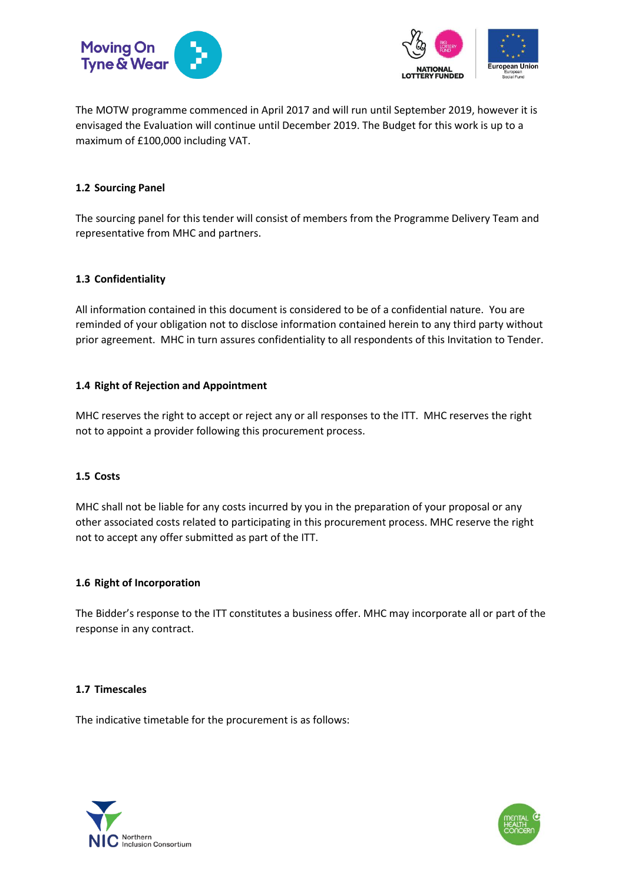The MOTW programme commenced in April 2017 and will run until September 2019, however it is envisaged the Evaluation will continue until December 2019. The Budget for this work is up to a maximum of £100,000 including VAT.

### 1.2 Sourcing Panel

The sourcing panel for this tender will consist of members from the Programme Delivery Team and representative from MHC and partners.

### 1.3 Confidentiality

All information contained in this document is considered to be of a confidential nature. You are reminded of your obligation not to disclose information contained herein to any third party without prior agreement. MHC in turn assures confidentiality to all respondents of this Invitation to Tender.

### 1.4 Right of Rejection and Appointment

MHC reserves the right to accept or reject any or all responses to the ITT. MHC reserves the right not to appoint a provider following this procurement process.

### 1.5 Costs

MHC shall not be liable for any costs incurred by you in the preparation of your proposal or any other associated costs related to participating in this procurement process. MHC reserve the right not to accept any offer submitted as part of the ITT.

### 1.6 Right of Incorporation

The Bidder's response to the ITT constitutes a business offer. MHC may incorporate all or part of the response in any contract.

### 1.7 Timescales

The indicative timetable for the procurement is as follows: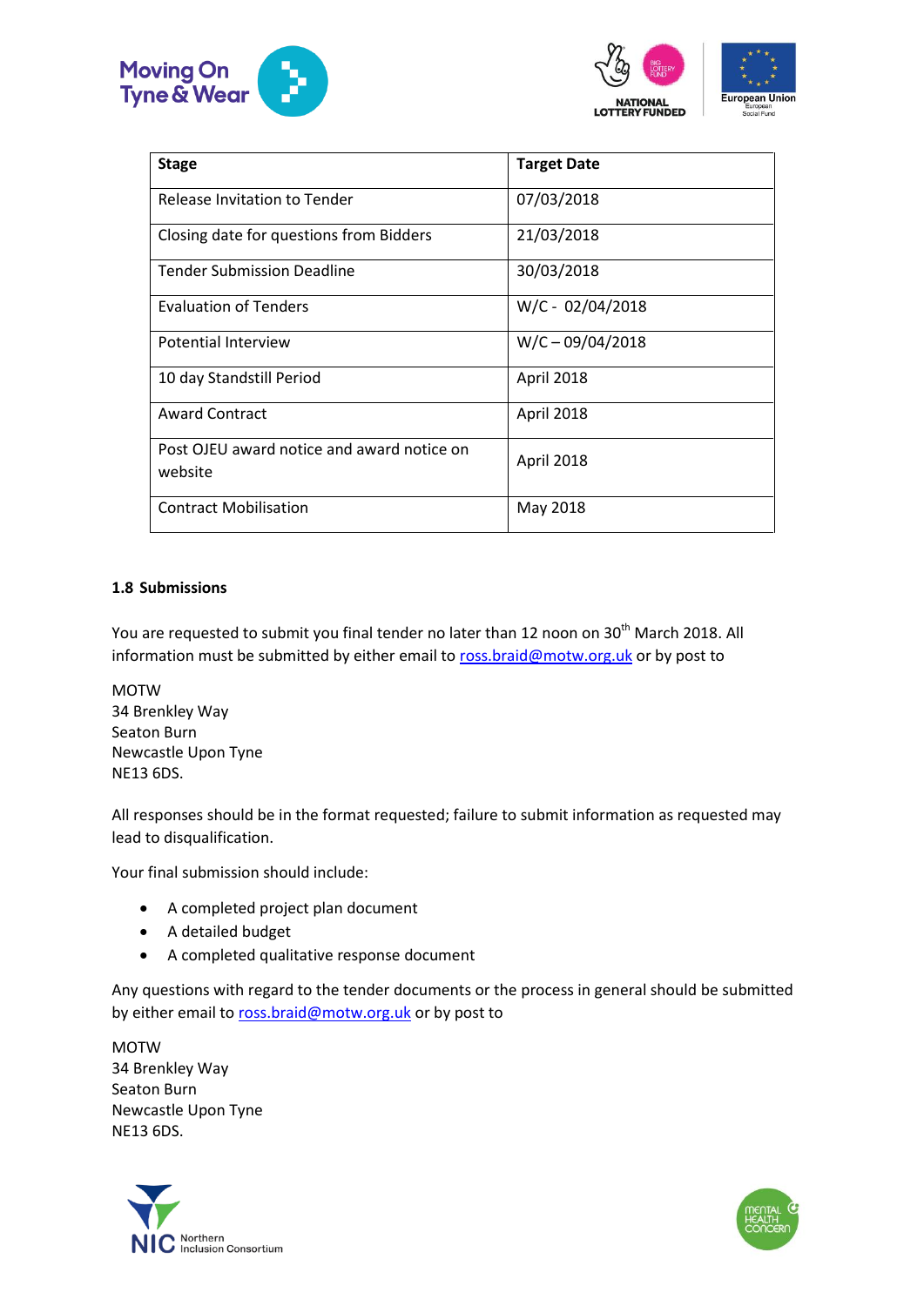| Stage | Target Date |
|---|---|
| Release Invitation to Tender | 07/03/2018 |
| Closing date for questions from Bidders | 21/03/2018 |
| Tender Submission Deadline | 30/03/2018 |
| Evaluation of Tenders | W/C - 02/04/2018 |
| Potential Interview | W/C – 09/04/2018 |
| 10 day Standstill Period | April 2018 |
| Award Contract | April 2018 |
| Post OJEU award notice and award notice on website | April 2018 |
| Contract Mobilisation | May 2018 |

### 1.8 Submissions

You are requested to submit you final tender no later than 12 noon on 30th March 2018. All information must be submitted by either email to ross.braid@motw.org.uk or by post to

MOTW
34 Brenkley Way
Seaton Burn
Newcastle Upon Tyne
NE13 6DS.

All responses should be in the format requested; failure to submit information as requested may lead to disqualification.

Your final submission should include:

- A completed project plan document
- A detailed budget
- A completed qualitative response document

Any questions with regard to the tender documents or the process in general should be submitted by either email to ross.braid@motw.org.uk or by post to

MOTW
34 Brenkley Way
Seaton Burn
Newcastle Upon Tyne
NE13 6DS.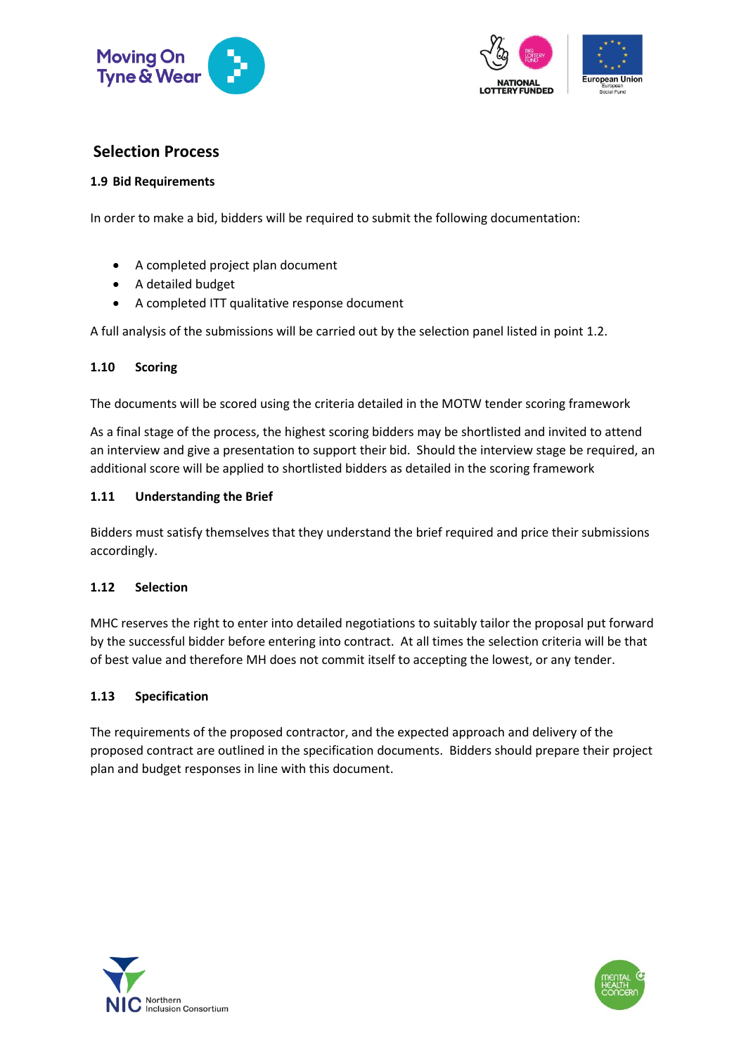## Selection Process

### 1.9 Bid Requirements

In order to make a bid, bidders will be required to submit the following documentation:

- A completed project plan document
- A detailed budget
- A completed ITT qualitative response document

A full analysis of the submissions will be carried out by the selection panel listed in point 1.2.

### 1.10 Scoring

The documents will be scored using the criteria detailed in the MOTW tender scoring framework

As a final stage of the process, the highest scoring bidders may be shortlisted and invited to attend an interview and give a presentation to support their bid. Should the interview stage be required, an additional score will be applied to shortlisted bidders as detailed in the scoring framework

### 1.11 Understanding the Brief

Bidders must satisfy themselves that they understand the brief required and price their submissions accordingly.

### 1.12 Selection

MHC reserves the right to enter into detailed negotiations to suitably tailor the proposal put forward by the successful bidder before entering into contract. At all times the selection criteria will be that of best value and therefore MH does not commit itself to accepting the lowest, or any tender.

### 1.13 Specification

The requirements of the proposed contractor, and the expected approach and delivery of the proposed contract are outlined in the specification documents. Bidders should prepare their project plan and budget responses in line with this document.